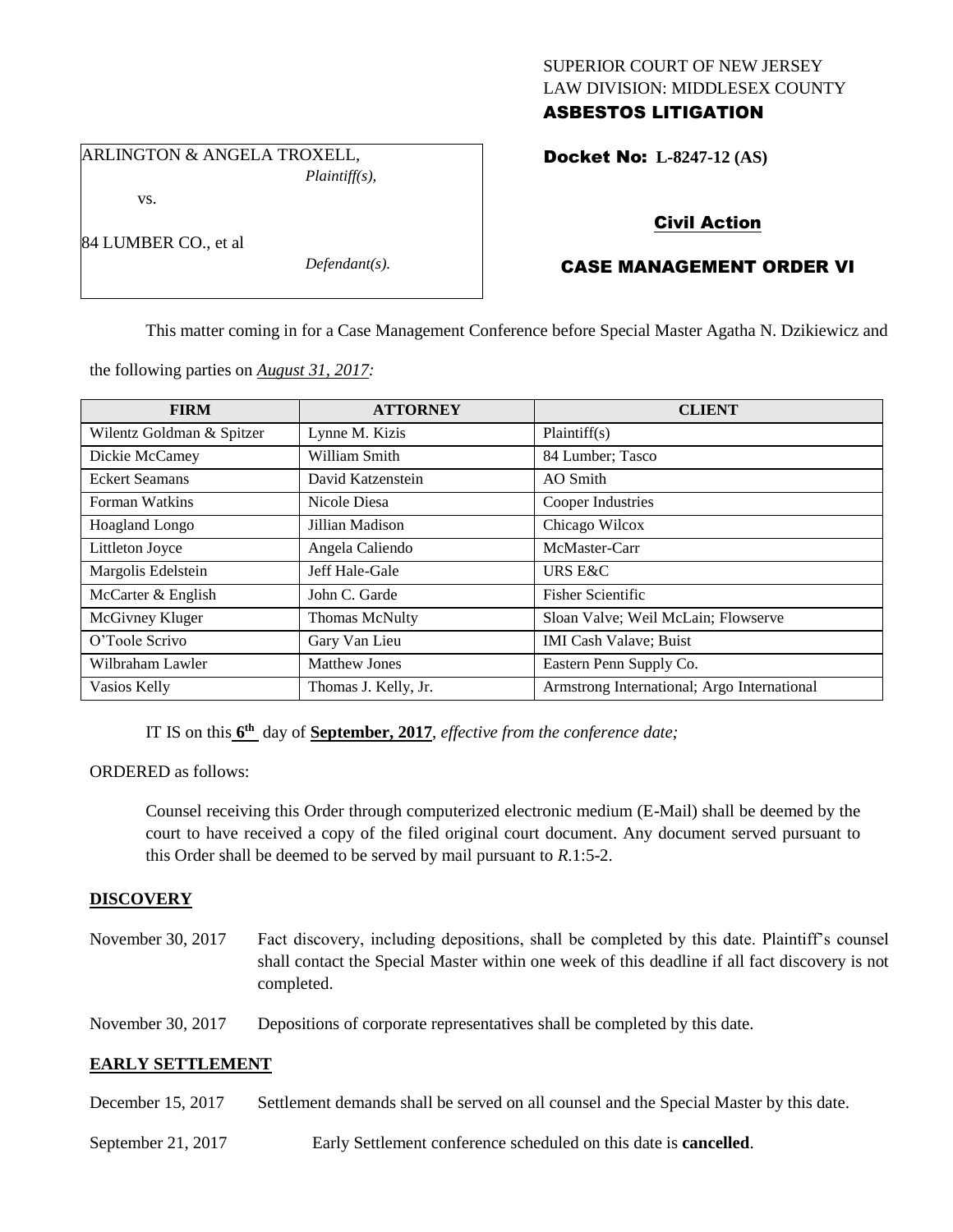SUPERIOR COURT OF NEW JERSEY
LAW DIVISION: MIDDLESEX COUNTY
**ASBESTOS LITIGATION**

ARLINGTON & ANGELA TROXELL,
*Plaintiff(s),*

vs.

84 LUMBER CO., et al
*Defendant(s).*

**Docket No: L-8247-12 (AS)**

**Civil Action**

**CASE MANAGEMENT ORDER VI**

This matter coming in for a Case Management Conference before Special Master Agatha N. Dzikiewicz and the following parties on *August 31, 2017:*

| FIRM | ATTORNEY | CLIENT |
| --- | --- | --- |
| Wilentz Goldman & Spitzer | Lynne M. Kizis | Plaintiff(s) |
| Dickie McCamey | William Smith | 84 Lumber; Tasco |
| Eckert Seamans | David Katzenstein | AO Smith |
| Forman Watkins | Nicole Diesa | Cooper Industries |
| Hoagland Longo | Jillian Madison | Chicago Wilcox |
| Littleton Joyce | Angela Caliendo | McMaster-Carr |
| Margolis Edelstein | Jeff Hale-Gale | URS E&C |
| McCarter & English | John C. Garde | Fisher Scientific |
| McGivney Kluger | Thomas McNulty | Sloan Valve; Weil McLain; Flowserve |
| O'Toole Scrivo | Gary Van Lieu | IMI Cash Valave; Buist |
| Wilbraham Lawler | Matthew Jones | Eastern Penn Supply Co. |
| Vasios Kelly | Thomas J. Kelly, Jr. | Armstrong International; Argo International |

IT IS on this **6th** day of **September, 2017**, *effective from the conference date;*

ORDERED as follows:

Counsel receiving this Order through computerized electronic medium (E-Mail) shall be deemed by the court to have received a copy of the filed original court document. Any document served pursuant to this Order shall be deemed to be served by mail pursuant to *R*.1:5-2.

## DISCOVERY

November 30, 2017 — Fact discovery, including depositions, shall be completed by this date. Plaintiff's counsel shall contact the Special Master within one week of this deadline if all fact discovery is not completed.

November 30, 2017 — Depositions of corporate representatives shall be completed by this date.

## EARLY SETTLEMENT

December 15, 2017 — Settlement demands shall be served on all counsel and the Special Master by this date.

September 21, 2017 — Early Settlement conference scheduled on this date is **cancelled**.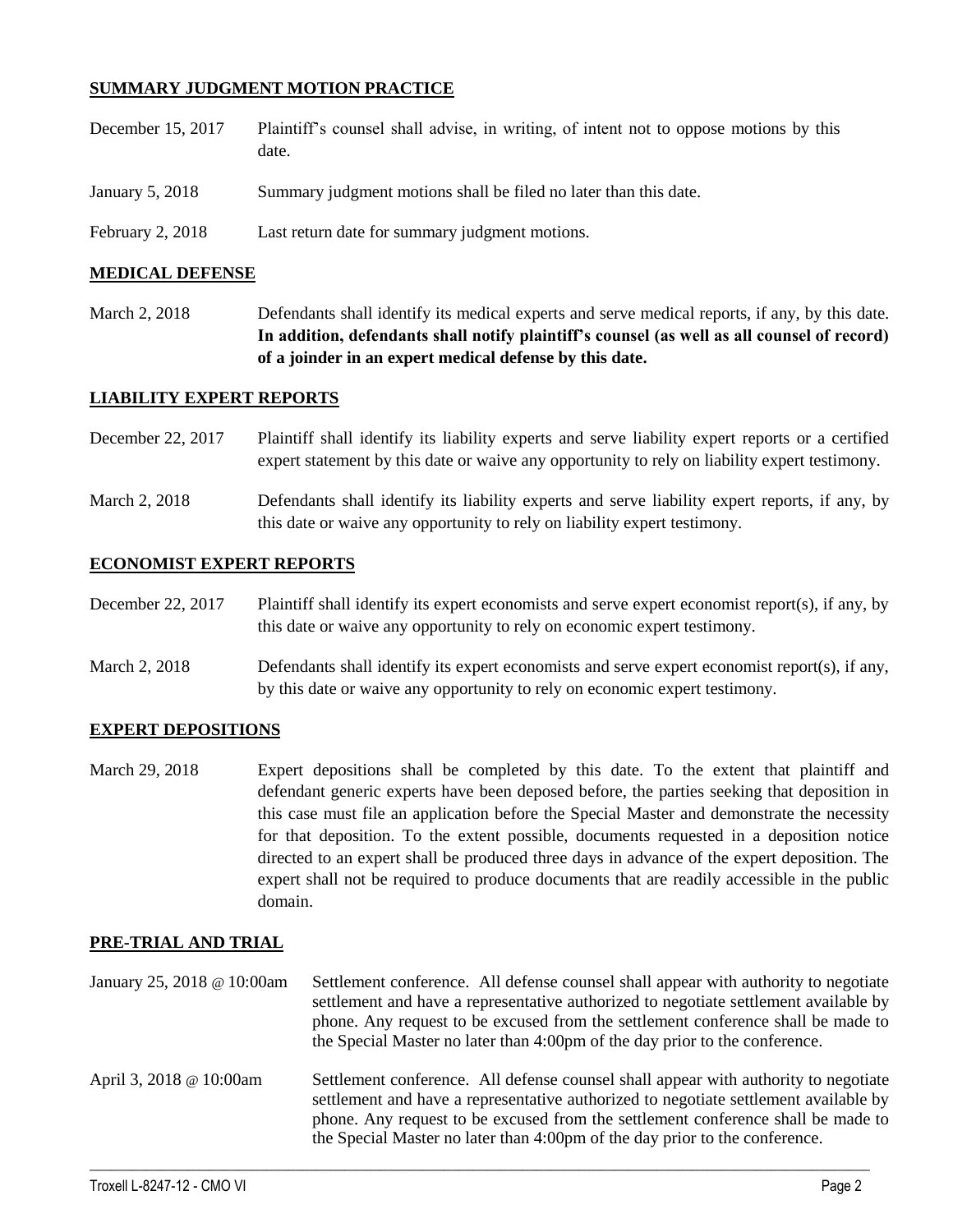## SUMMARY JUDGMENT MOTION PRACTICE

| | |
|---|---|
| December 15, 2017 | Plaintiff's counsel shall advise, in writing, of intent not to oppose motions by this date. |
| January 5, 2018 | Summary judgment motions shall be filed no later than this date. |
| February 2, 2018 | Last return date for summary judgment motions. |

## MEDICAL DEFENSE

| | |
|---|---|
| March 2, 2018 | Defendants shall identify its medical experts and serve medical reports, if any, by this date. **In addition, defendants shall notify plaintiff's counsel (as well as all counsel of record) of a joinder in an expert medical defense by this date.** |

## LIABILITY EXPERT REPORTS

| | |
|---|---|
| December 22, 2017 | Plaintiff shall identify its liability experts and serve liability expert reports or a certified expert statement by this date or waive any opportunity to rely on liability expert testimony. |
| March 2, 2018 | Defendants shall identify its liability experts and serve liability expert reports, if any, by this date or waive any opportunity to rely on liability expert testimony. |

## ECONOMIST EXPERT REPORTS

| | |
|---|---|
| December 22, 2017 | Plaintiff shall identify its expert economists and serve expert economist report(s), if any, by this date or waive any opportunity to rely on economic expert testimony. |
| March 2, 2018 | Defendants shall identify its expert economists and serve expert economist report(s), if any, by this date or waive any opportunity to rely on economic expert testimony. |

## EXPERT DEPOSITIONS

| | |
|---|---|
| March 29, 2018 | Expert depositions shall be completed by this date. To the extent that plaintiff and defendant generic experts have been deposed before, the parties seeking that deposition in this case must file an application before the Special Master and demonstrate the necessity for that deposition. To the extent possible, documents requested in a deposition notice directed to an expert shall be produced three days in advance of the expert deposition. The expert shall not be required to produce documents that are readily accessible in the public domain. |

## PRE-TRIAL AND TRIAL

| | |
|---|---|
| January 25, 2018 @ 10:00am | Settlement conference. All defense counsel shall appear with authority to negotiate settlement and have a representative authorized to negotiate settlement available by phone. Any request to be excused from the settlement conference shall be made to the Special Master no later than 4:00pm of the day prior to the conference. |
| April 3, 2018 @ 10:00am | Settlement conference. All defense counsel shall appear with authority to negotiate settlement and have a representative authorized to negotiate settlement available by phone. Any request to be excused from the settlement conference shall be made to the Special Master no later than 4:00pm of the day prior to the conference. |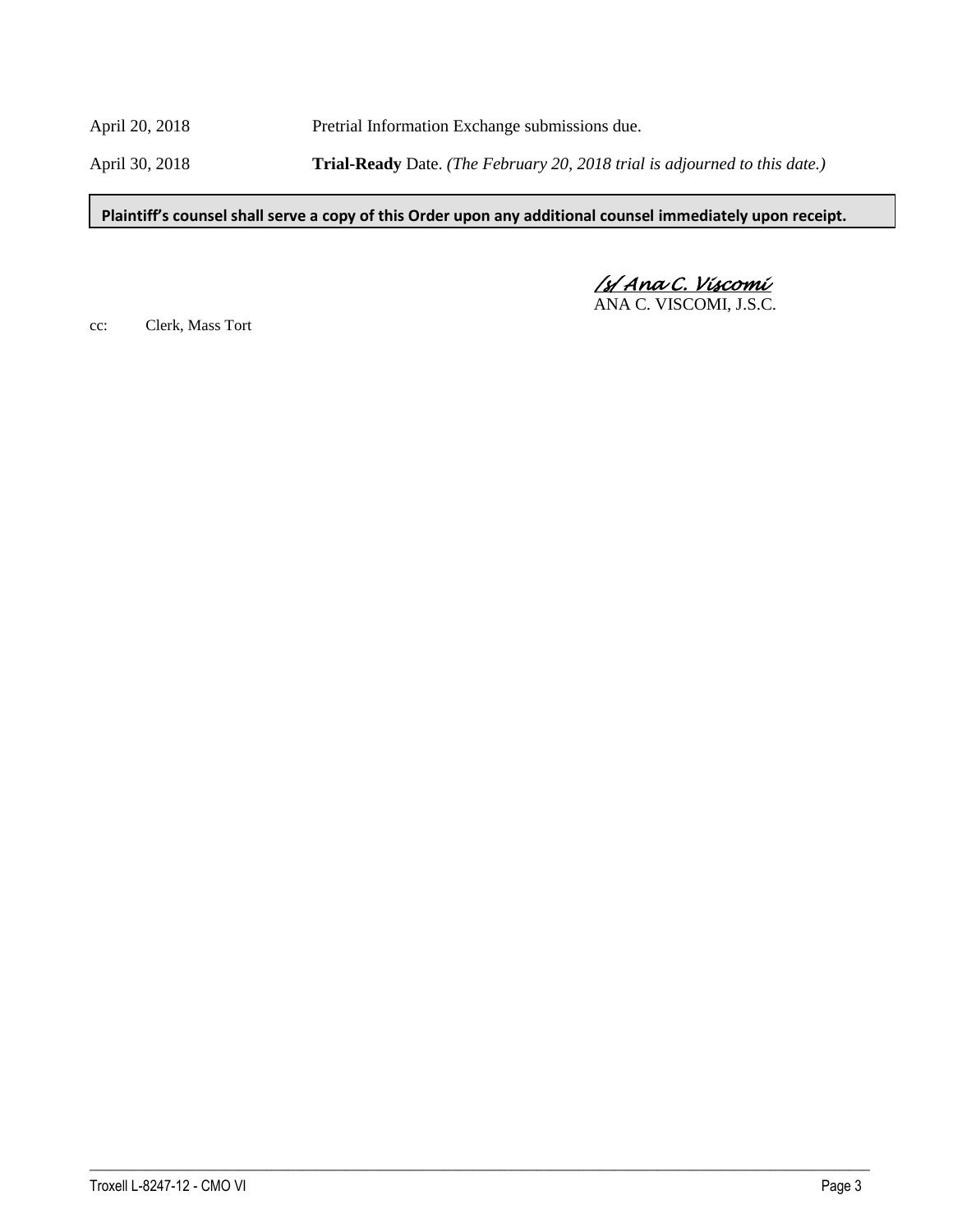| | |
|---|---|
| April 20, 2018 | Pretrial Information Exchange submissions due. |
| April 30, 2018 | **Trial-Ready** Date. *(The February 20, 2018 trial is adjourned to this date.)* |

**Plaintiff's counsel shall serve a copy of this Order upon any additional counsel immediately upon receipt.**

*/s/ Ana C. Viscomi*
ANA C. VISCOMI, J.S.C.

cc: Clerk, Mass Tort